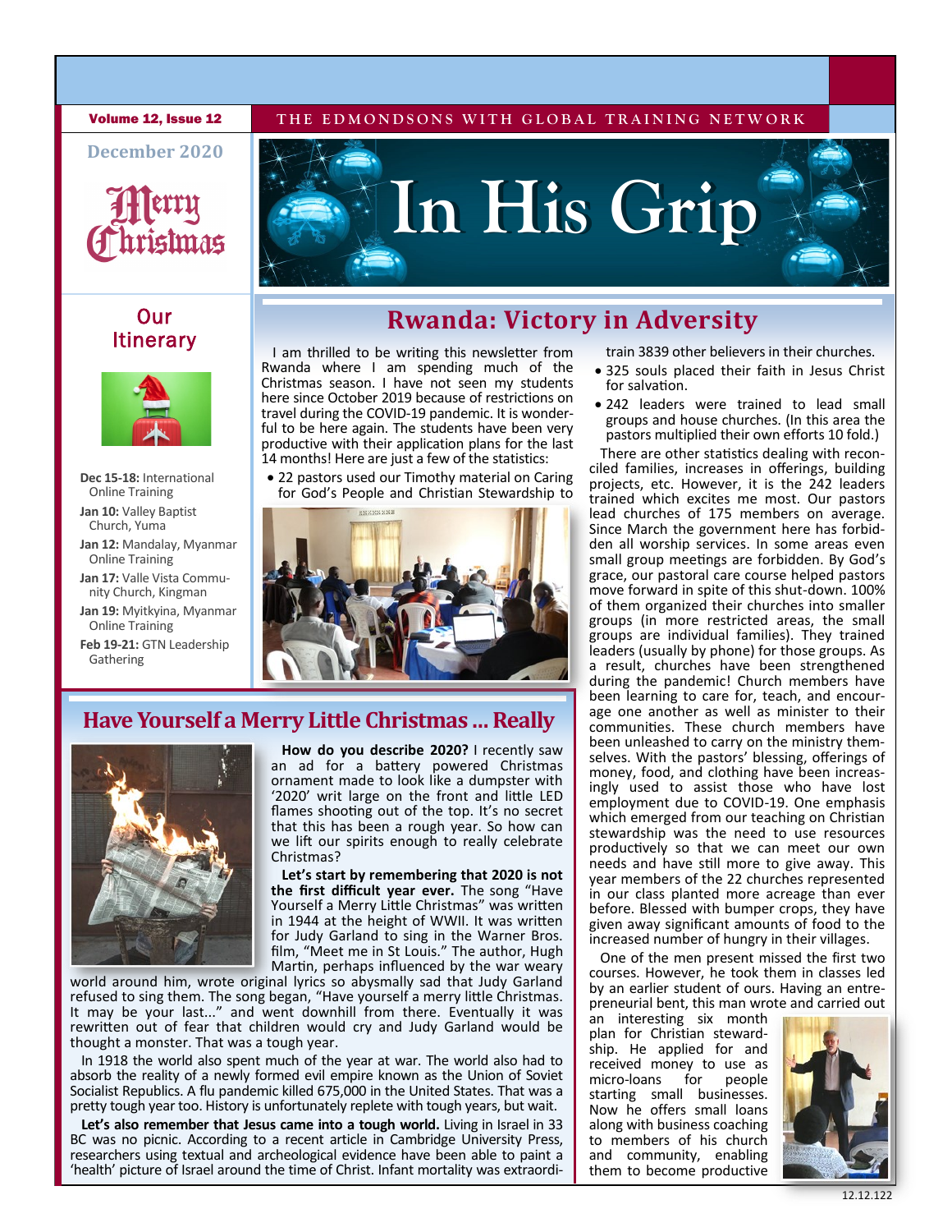Volume 12, Issue 12

THE EDMONDSONS WITH GLOBAL TRAINING NETWORK

December 2020

Merry Christmas

# In His Grip

## Our Itinerary

**Dec 15-18:** International Online Training

**Jan 10:** Valley Baptist Church, Yuma

**Jan 12:** Mandalay, Myanmar Online Training

**Jan 17:** Valle Vista Community Church, Kingman

**Jan 19:** Myitkyina, Myanmar Online Training

**Feb 19-21:** GTN Leadership Gathering

## Rwanda: Victory in Adversity

I am thrilled to be writing this newsletter from Rwanda where I am spending much of the Christmas season. I have not seen my students here since October 2019 because of restrictions on travel during the COVID-19 pandemic. It is wonderful to be here again. The students have been very productive with their application plans for the last 14 months! Here are just a few of the statistics:

- 22 pastors used our Timothy material on Caring for God's People and Christian Stewardship to train 3839 other believers in their churches.
- 325 souls placed their faith in Jesus Christ for salvation.
- 242 leaders were trained to lead small groups and house churches. (In this area the pastors multiplied their own efforts 10 fold.)

There are other statistics dealing with reconciled families, increases in offerings, building projects, etc. However, it is the 242 leaders trained which excites me most. Our pastors lead churches of 175 members on average. Since March the government here has forbidden all worship services. In some areas even small group meetings are forbidden. By God's grace, our pastoral care course helped pastors move forward in spite of this shut-down. 100% of them organized their churches into smaller groups (in more restricted areas, the small groups are individual families). They trained leaders (usually by phone) for those groups. As a result, churches have been strengthened during the pandemic! Church members have been learning to care for, teach, and encourage one another as well as minister to their communities. These church members have been unleashed to carry on the ministry themselves. With the pastors' blessing, offerings of money, food, and clothing have been increasingly used to assist those who have lost employment due to COVID-19. One emphasis which emerged from our teaching on Christian stewardship was the need to use resources productively so that we can meet our own needs and have still more to give away. This year members of the 22 churches represented in our class planted more acreage than ever before. Blessed with bumper crops, they have given away significant amounts of food to the increased number of hungry in their villages.

One of the men present missed the first two courses. However, he took them in classes led by an earlier student of ours. Having an entrepreneurial bent, this man wrote and carried out an interesting six month plan for Christian stewardship. He applied for and received money to use as micro-loans for people starting small businesses. Now he offers small loans along with business coaching to members of his church and community, enabling them to become productive

## Have Yourself a Merry Little Christmas … Really

**How do you describe 2020?** I recently saw an ad for a battery powered Christmas ornament made to look like a dumpster with '2020' writ large on the front and little LED flames shooting out of the top. It's no secret that this has been a rough year. So how can we lift our spirits enough to really celebrate Christmas?

**Let's start by remembering that 2020 is not the first difficult year ever.** The song "Have Yourself a Merry Little Christmas" was written in 1944 at the height of WWII. It was written for Judy Garland to sing in the Warner Bros. film, "Meet me in St Louis." The author, Hugh Martin, perhaps influenced by the war weary world around him, wrote original lyrics so abysmally sad that Judy Garland refused to sing them. The song began, "Have yourself a merry little Christmas. It may be your last..." and went downhill from there. Eventually it was rewritten out of fear that children would cry and Judy Garland would be thought a monster. That was a tough year.

In 1918 the world also spent much of the year at war. The world also had to absorb the reality of a newly formed evil empire known as the Union of Soviet Socialist Republics. A flu pandemic killed 675,000 in the United States. That was a pretty tough year too. History is unfortunately replete with tough years, but wait.

**Let's also remember that Jesus came into a tough world.** Living in Israel in 33 BC was no picnic. According to a recent article in Cambridge University Press, researchers using textual and archeological evidence have been able to paint a 'health' picture of Israel around the time of Christ. Infant mortality was extraordi-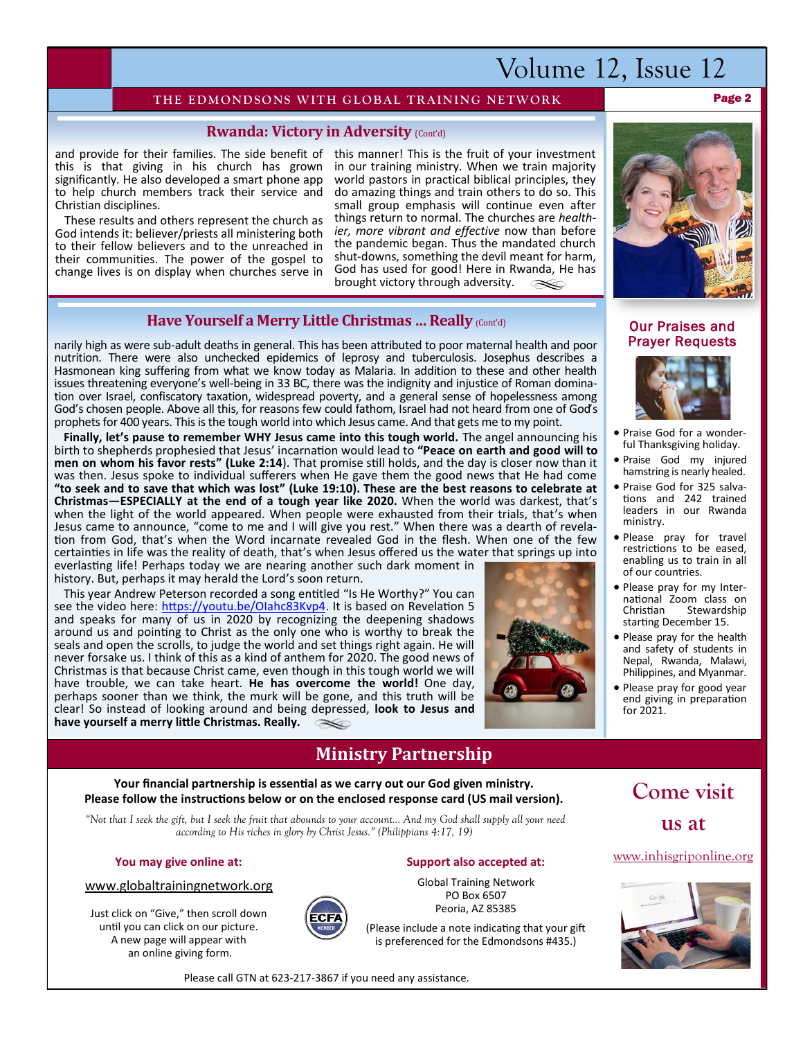## Rwanda: Victory in Adversity (Cont'd)

and provide for their families. The side benefit of this is that giving in his church has grown significantly. He also developed a smart phone app to help church members track their service and Christian disciplines.

These results and others represent the church as God intends it: believer/priests all ministering both to their fellow believers and to the unreached in their communities. The power of the gospel to change lives is on display when churches serve in this manner! This is the fruit of your investment in our training ministry. When we train majority world pastors in practical biblical principles, they do amazing things and train others to do so. This small group emphasis will continue even after things return to normal. The churches are *healthier, more vibrant and effective* now than before the pandemic began. Thus the mandated church shut-downs, something the devil meant for harm, God has used for good! Here in Rwanda, He has brought victory through adversity.

## Have Yourself a Merry Little Christmas ... Really (Cont'd)

narily high as were sub-adult deaths in general. This has been attributed to poor maternal health and poor nutrition. There were also unchecked epidemics of leprosy and tuberculosis. Josephus describes a Hasmonean king suffering from what we know today as Malaria. In addition to these and other health issues threatening everyone's well-being in 33 BC, there was the indignity and injustice of Roman domination over Israel, confiscatory taxation, widespread poverty, and a general sense of hopelessness among God's chosen people. Above all this, for reasons few could fathom, Israel had not heard from one of God's prophets for 400 years. This is the tough world into which Jesus came. And that gets me to my point.

**Finally, let's pause to remember WHY Jesus came into this tough world.** The angel announcing his birth to shepherds prophesied that Jesus' incarnation would lead to **"Peace on earth and good will to men on whom his favor rests" (Luke 2:14**). That promise still holds, and the day is closer now than it was then. Jesus spoke to individual sufferers when He gave them the good news that He had come **"to seek and to save that which was lost" (Luke 19:10). These are the best reasons to celebrate at Christmas—ESPECIALLY at the end of a tough year like 2020.** When the world was darkest, that's when the light of the world appeared. When people were exhausted from their trials, that's when Jesus came to announce, "come to me and I will give you rest." When there was a dearth of revelation from God, that's when the Word incarnate revealed God in the flesh. When one of the few certainties in life was the reality of death, that's when Jesus offered us the water that springs up into everlasting life! Perhaps today we are nearing another such dark moment in history. But, perhaps it may herald the Lord's soon return.

This year Andrew Peterson recorded a song entitled "Is He Worthy?" You can see the video here: https://youtu.be/OIahc83Kvp4. It is based on Revelation 5 and speaks for many of us in 2020 by recognizing the deepening shadows around us and pointing to Christ as the only one who is worthy to break the seals and open the scrolls, to judge the world and set things right again. He will never forsake us. I think of this as a kind of anthem for 2020. The good news of Christmas is that because Christ came, even though in this tough world we will have trouble, we can take heart. **He has overcome the world!** One day, perhaps sooner than we think, the murk will be gone, and this truth will be clear! So instead of looking around and being depressed, **look to Jesus and have yourself a merry little Christmas. Really.**

## Our Praises and Prayer Requests

- Praise God for a wonderful Thanksgiving holiday.
- Praise God my injured hamstring is nearly healed.
- Praise God for 325 salvations and 242 trained leaders in our Rwanda ministry.
- Please pray for travel restrictions to be eased, enabling us to train in all of our countries.
- Please pray for my International Zoom class on Christian Stewardship starting December 15.
- Please pray for the health and safety of students in Nepal, Rwanda, Malawi, Philippines, and Myanmar.
- Please pray for good year end giving in preparation for 2021.

## Ministry Partnership

**Your financial partnership is essential as we carry out our God given ministry.**
**Please follow the instructions below or on the enclosed response card (US mail version).**

*"Not that I seek the gift, but I seek the fruit that abounds to your account... And my God shall supply all your need according to His riches in glory by Christ Jesus." (Philippians 4:17, 19)*

**You may give online at:**

www.globaltrainingnetwork.org

Just click on "Give," then scroll down until you can click on our picture. A new page will appear with an online giving form.

ECFA MEMBER

**Support also accepted at:**

Global Training Network
PO Box 6507
Peoria, AZ 85385

(Please include a note indicating that your gift is preferenced for the Edmondsons #435.)

Please call GTN at 623-217-3867 if you need any assistance.

## Come visit us at

www.inhisgriponline.org